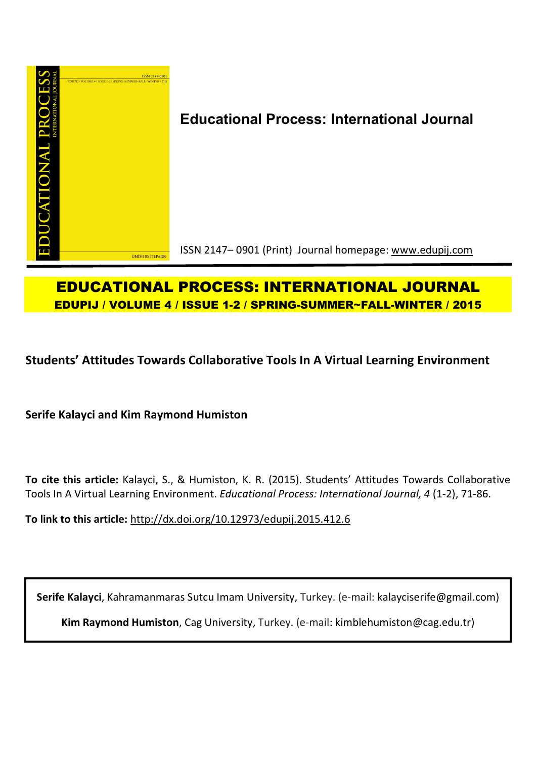**Educational Process: International Journal**

ISSN 2147– 0901 (Print) Journal homepage: www.edupij.com

# EDUCATIONAL PROCESS: INTERNATIONAL JOURNAL

**EDUPIJ / VOLUME 4 / ISSUE 1-2 / SPRING-SUMMER~FALL-WINTER / 2015**

## Students' Attitudes Towards Collaborative Tools In A Virtual Learning Environment

**Serife Kalayci and Kim Raymond Humiston**

**To cite this article:** Kalayci, S., & Humiston, K. R. (2015). Students' Attitudes Towards Collaborative Tools In A Virtual Learning Environment. *Educational Process: International Journal, 4* (1-2), 71-86.

**To link to this article:** http://dx.doi.org/10.12973/edupij.2015.412.6

**Serife Kalayci**, Kahramanmaras Sutcu Imam University, Turkey. (e-mail: kalayciserife@gmail.com)

**Kim Raymond Humiston**, Cag University, Turkey. (e-mail: kimblehumiston@cag.edu.tr)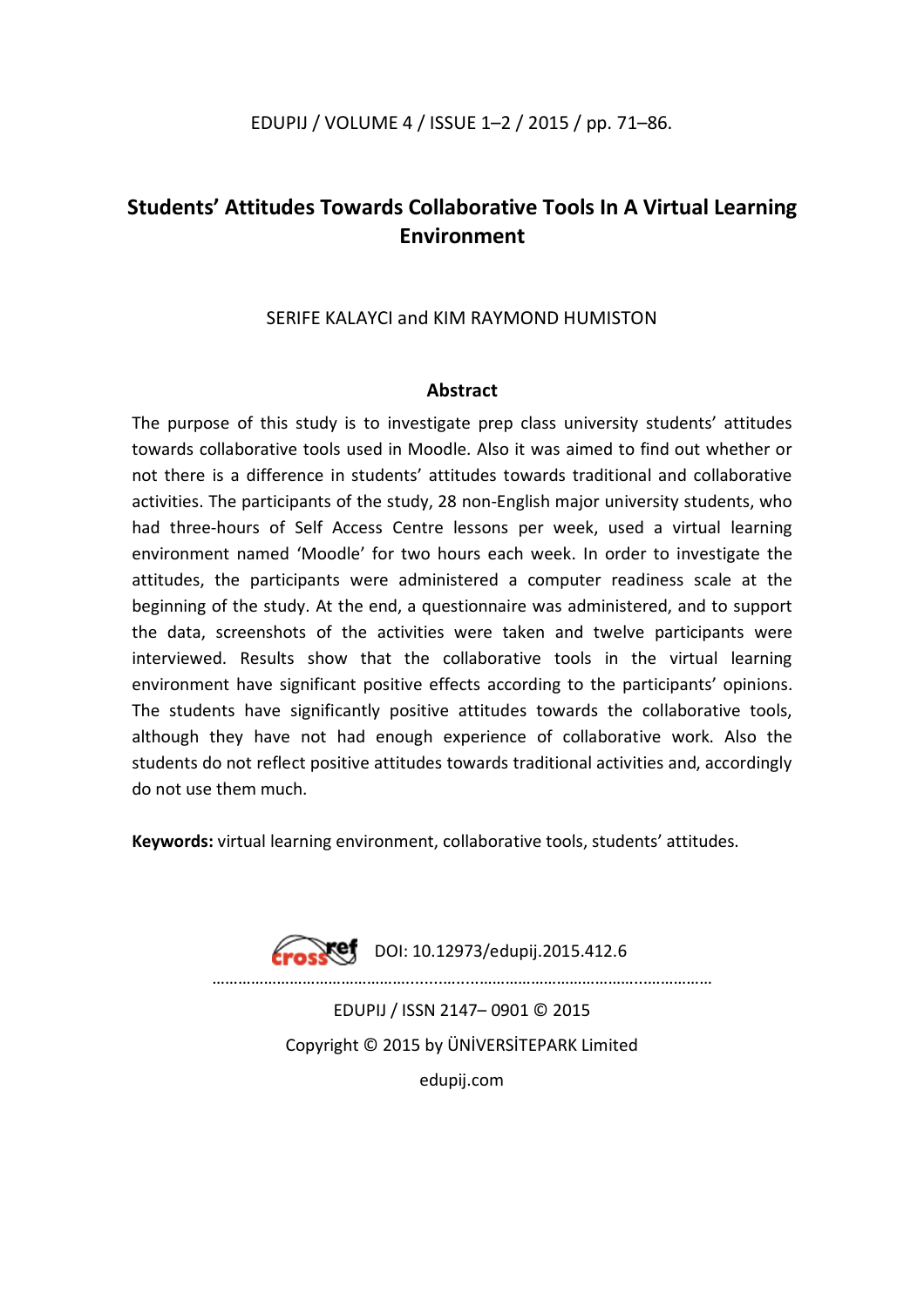# Students' Attitudes Towards Collaborative Tools In A Virtual Learning Environment

SERIFE KALAYCI and KIM RAYMOND HUMISTON

## Abstract

The purpose of this study is to investigate prep class university students' attitudes towards collaborative tools used in Moodle. Also it was aimed to find out whether or not there is a difference in students' attitudes towards traditional and collaborative activities. The participants of the study, 28 non-English major university students, who had three-hours of Self Access Centre lessons per week, used a virtual learning environment named 'Moodle' for two hours each week. In order to investigate the attitudes, the participants were administered a computer readiness scale at the beginning of the study. At the end, a questionnaire was administered, and to support the data, screenshots of the activities were taken and twelve participants were interviewed. Results show that the collaborative tools in the virtual learning environment have significant positive effects according to the participants' opinions. The students have significantly positive attitudes towards the collaborative tools, although they have not had enough experience of collaborative work. Also the students do not reflect positive attitudes towards traditional activities and, accordingly do not use them much.

**Keywords:** virtual learning environment, collaborative tools, students' attitudes.

DOI: 10.12973/edupij.2015.412.6

EDUPIJ / ISSN 2147– 0901 © 2015

Copyright © 2015 by ÜNİVERSİTEPARK Limited

edupij.com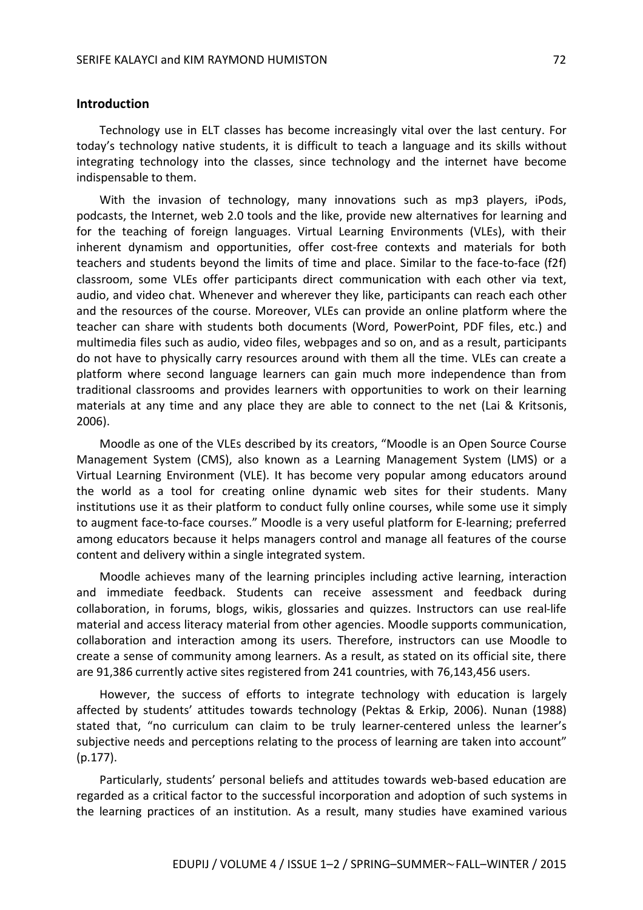## Introduction

Technology use in ELT classes has become increasingly vital over the last century. For today's technology native students, it is difficult to teach a language and its skills without integrating technology into the classes, since technology and the internet have become indispensable to them.

With the invasion of technology, many innovations such as mp3 players, iPods, podcasts, the Internet, web 2.0 tools and the like, provide new alternatives for learning and for the teaching of foreign languages. Virtual Learning Environments (VLEs), with their inherent dynamism and opportunities, offer cost-free contexts and materials for both teachers and students beyond the limits of time and place. Similar to the face-to-face (f2f) classroom, some VLEs offer participants direct communication with each other via text, audio, and video chat. Whenever and wherever they like, participants can reach each other and the resources of the course. Moreover, VLEs can provide an online platform where the teacher can share with students both documents (Word, PowerPoint, PDF files, etc.) and multimedia files such as audio, video files, webpages and so on, and as a result, participants do not have to physically carry resources around with them all the time. VLEs can create a platform where second language learners can gain much more independence than from traditional classrooms and provides learners with opportunities to work on their learning materials at any time and any place they are able to connect to the net (Lai & Kritsonis, 2006).

Moodle as one of the VLEs described by its creators, "Moodle is an Open Source Course Management System (CMS), also known as a Learning Management System (LMS) or a Virtual Learning Environment (VLE). It has become very popular among educators around the world as a tool for creating online dynamic web sites for their students. Many institutions use it as their platform to conduct fully online courses, while some use it simply to augment face-to-face courses." Moodle is a very useful platform for E-learning; preferred among educators because it helps managers control and manage all features of the course content and delivery within a single integrated system.

Moodle achieves many of the learning principles including active learning, interaction and immediate feedback. Students can receive assessment and feedback during collaboration, in forums, blogs, wikis, glossaries and quizzes. Instructors can use real-life material and access literacy material from other agencies. Moodle supports communication, collaboration and interaction among its users. Therefore, instructors can use Moodle to create a sense of community among learners. As a result, as stated on its official site, there are 91,386 currently active sites registered from 241 countries, with 76,143,456 users.

However, the success of efforts to integrate technology with education is largely affected by students' attitudes towards technology (Pektas & Erkip, 2006). Nunan (1988) stated that, "no curriculum can claim to be truly learner-centered unless the learner's subjective needs and perceptions relating to the process of learning are taken into account" (p.177).

Particularly, students' personal beliefs and attitudes towards web-based education are regarded as a critical factor to the successful incorporation and adoption of such systems in the learning practices of an institution. As a result, many studies have examined various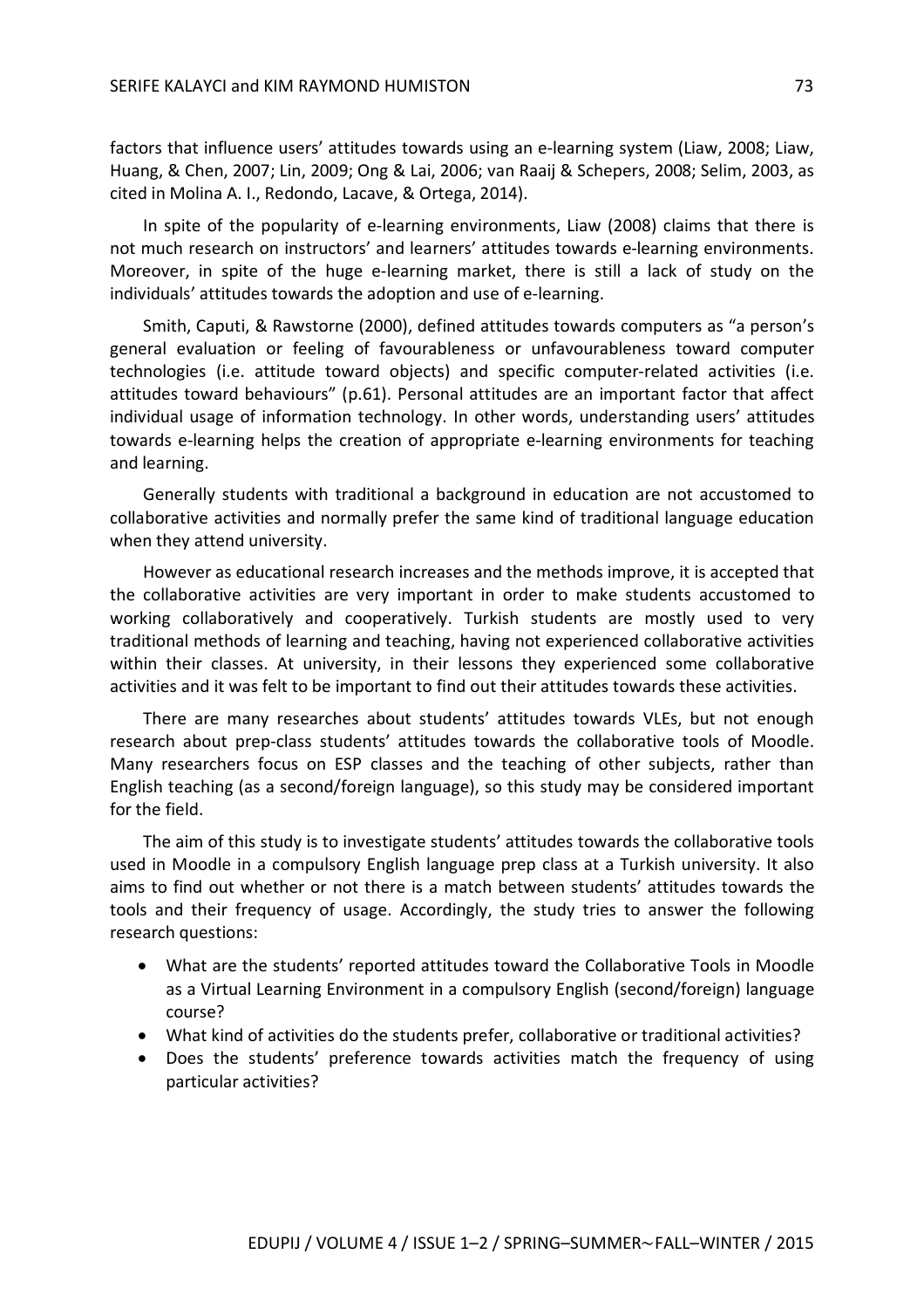factors that influence users' attitudes towards using an e-learning system (Liaw, 2008; Liaw, Huang, & Chen, 2007; Lin, 2009; Ong & Lai, 2006; van Raaij & Schepers, 2008; Selim, 2003, as cited in Molina A. I., Redondo, Lacave, & Ortega, 2014).

In spite of the popularity of e-learning environments, Liaw (2008) claims that there is not much research on instructors' and learners' attitudes towards e-learning environments. Moreover, in spite of the huge e-learning market, there is still a lack of study on the individuals' attitudes towards the adoption and use of e-learning.

Smith, Caputi, & Rawstorne (2000), defined attitudes towards computers as "a person's general evaluation or feeling of favourableness or unfavourableness toward computer technologies (i.e. attitude toward objects) and specific computer-related activities (i.e. attitudes toward behaviours" (p.61). Personal attitudes are an important factor that affect individual usage of information technology. In other words, understanding users' attitudes towards e-learning helps the creation of appropriate e-learning environments for teaching and learning.

Generally students with traditional a background in education are not accustomed to collaborative activities and normally prefer the same kind of traditional language education when they attend university.

However as educational research increases and the methods improve, it is accepted that the collaborative activities are very important in order to make students accustomed to working collaboratively and cooperatively. Turkish students are mostly used to very traditional methods of learning and teaching, having not experienced collaborative activities within their classes. At university, in their lessons they experienced some collaborative activities and it was felt to be important to find out their attitudes towards these activities.

There are many researches about students' attitudes towards VLEs, but not enough research about prep-class students' attitudes towards the collaborative tools of Moodle. Many researchers focus on ESP classes and the teaching of other subjects, rather than English teaching (as a second/foreign language), so this study may be considered important for the field.

The aim of this study is to investigate students' attitudes towards the collaborative tools used in Moodle in a compulsory English language prep class at a Turkish university. It also aims to find out whether or not there is a match between students' attitudes towards the tools and their frequency of usage. Accordingly, the study tries to answer the following research questions:

- What are the students' reported attitudes toward the Collaborative Tools in Moodle as a Virtual Learning Environment in a compulsory English (second/foreign) language course?
- What kind of activities do the students prefer, collaborative or traditional activities?
- Does the students' preference towards activities match the frequency of using particular activities?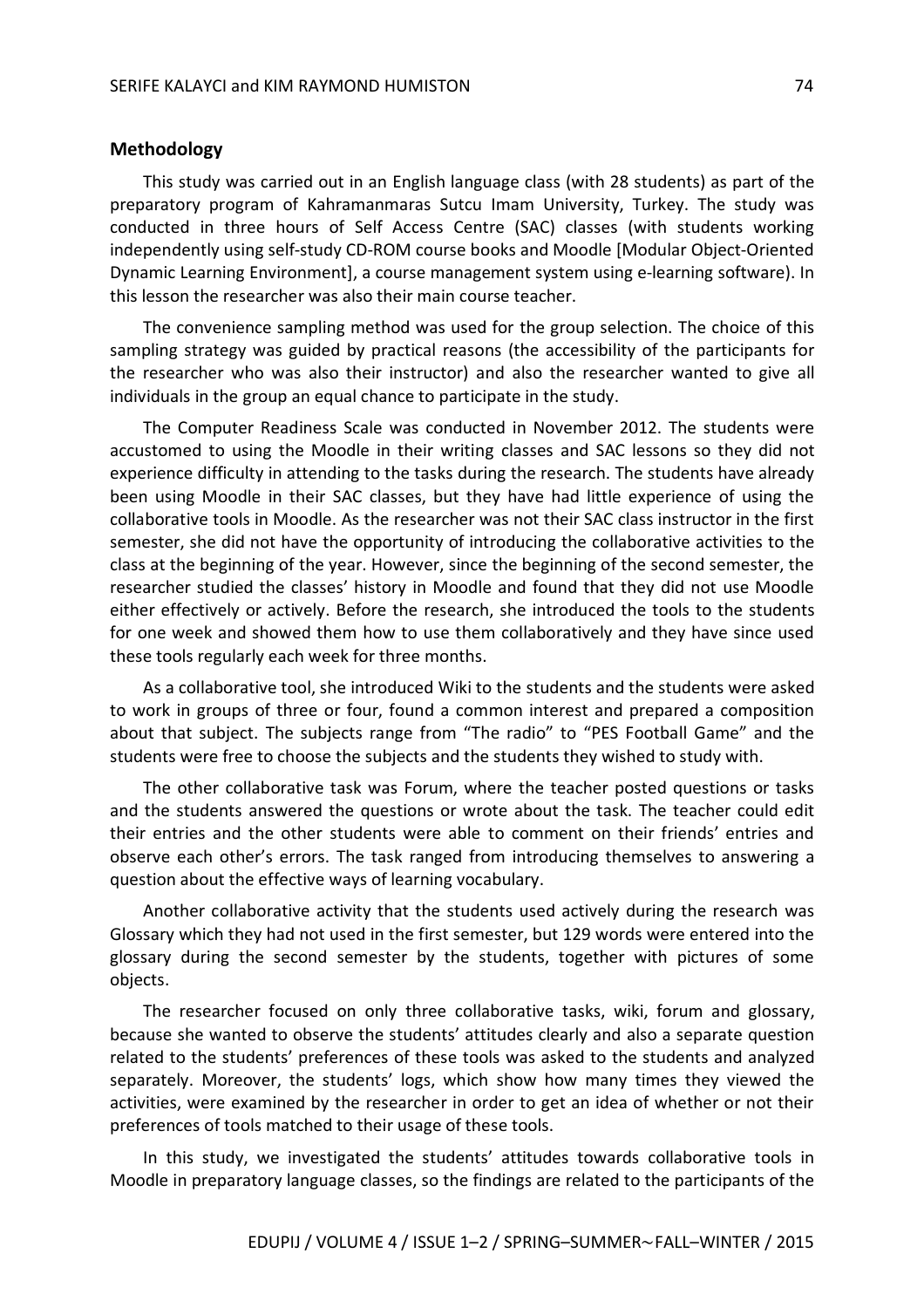## Methodology

This study was carried out in an English language class (with 28 students) as part of the preparatory program of Kahramanmaras Sutcu Imam University, Turkey. The study was conducted in three hours of Self Access Centre (SAC) classes (with students working independently using self-study CD-ROM course books and Moodle [Modular Object-Oriented Dynamic Learning Environment], a course management system using e-learning software). In this lesson the researcher was also their main course teacher.

The convenience sampling method was used for the group selection. The choice of this sampling strategy was guided by practical reasons (the accessibility of the participants for the researcher who was also their instructor) and also the researcher wanted to give all individuals in the group an equal chance to participate in the study.

The Computer Readiness Scale was conducted in November 2012. The students were accustomed to using the Moodle in their writing classes and SAC lessons so they did not experience difficulty in attending to the tasks during the research. The students have already been using Moodle in their SAC classes, but they have had little experience of using the collaborative tools in Moodle. As the researcher was not their SAC class instructor in the first semester, she did not have the opportunity of introducing the collaborative activities to the class at the beginning of the year. However, since the beginning of the second semester, the researcher studied the classes' history in Moodle and found that they did not use Moodle either effectively or actively. Before the research, she introduced the tools to the students for one week and showed them how to use them collaboratively and they have since used these tools regularly each week for three months.

As a collaborative tool, she introduced Wiki to the students and the students were asked to work in groups of three or four, found a common interest and prepared a composition about that subject. The subjects range from "The radio" to "PES Football Game" and the students were free to choose the subjects and the students they wished to study with.

The other collaborative task was Forum, where the teacher posted questions or tasks and the students answered the questions or wrote about the task. The teacher could edit their entries and the other students were able to comment on their friends' entries and observe each other's errors. The task ranged from introducing themselves to answering a question about the effective ways of learning vocabulary.

Another collaborative activity that the students used actively during the research was Glossary which they had not used in the first semester, but 129 words were entered into the glossary during the second semester by the students, together with pictures of some objects.

The researcher focused on only three collaborative tasks, wiki, forum and glossary, because she wanted to observe the students' attitudes clearly and also a separate question related to the students' preferences of these tools was asked to the students and analyzed separately. Moreover, the students' logs, which show how many times they viewed the activities, were examined by the researcher in order to get an idea of whether or not their preferences of tools matched to their usage of these tools.

In this study, we investigated the students' attitudes towards collaborative tools in Moodle in preparatory language classes, so the findings are related to the participants of the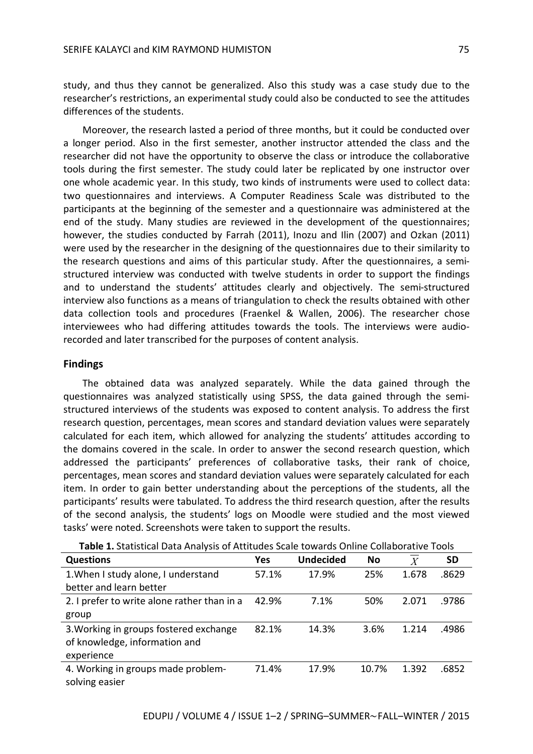study, and thus they cannot be generalized. Also this study was a case study due to the researcher's restrictions, an experimental study could also be conducted to see the attitudes differences of the students.

Moreover, the research lasted a period of three months, but it could be conducted over a longer period. Also in the first semester, another instructor attended the class and the researcher did not have the opportunity to observe the class or introduce the collaborative tools during the first semester. The study could later be replicated by one instructor over one whole academic year. In this study, two kinds of instruments were used to collect data: two questionnaires and interviews. A Computer Readiness Scale was distributed to the participants at the beginning of the semester and a questionnaire was administered at the end of the study. Many studies are reviewed in the development of the questionnaires; however, the studies conducted by Farrah (2011), Inozu and Ilin (2007) and Ozkan (2011) were used by the researcher in the designing of the questionnaires due to their similarity to the research questions and aims of this particular study. After the questionnaires, a semi-structured interview was conducted with twelve students in order to support the findings and to understand the students' attitudes clearly and objectively. The semi-structured interview also functions as a means of triangulation to check the results obtained with other data collection tools and procedures (Fraenkel & Wallen, 2006). The researcher chose interviewees who had differing attitudes towards the tools. The interviews were audio-recorded and later transcribed for the purposes of content analysis.

## Findings

The obtained data was analyzed separately. While the data gained through the questionnaires was analyzed statistically using SPSS, the data gained through the semi-structured interviews of the students was exposed to content analysis. To address the first research question, percentages, mean scores and standard deviation values were separately calculated for each item, which allowed for analyzing the students' attitudes according to the domains covered in the scale. In order to answer the second research question, which addressed the participants' preferences of collaborative tasks, their rank of choice, percentages, mean scores and standard deviation values were separately calculated for each item. In order to gain better understanding about the perceptions of the students, all the participants' results were tabulated. To address the third research question, after the results of the second analysis, the students' logs on Moodle were studied and the most viewed tasks' were noted. Screenshots were taken to support the results.

**Table 1.** Statistical Data Analysis of Attitudes Scale towards Online Collaborative Tools

| Questions | Yes | Undecided | No | $\overline{X}$ | SD |
|---|---|---|---|---|---|
| 1.When I study alone, I understand better and learn better | 57.1% | 17.9% | 25% | 1.678 | .8629 |
| 2. I prefer to write alone rather than in a group | 42.9% | 7.1% | 50% | 2.071 | .9786 |
| 3.Working in groups fostered exchange of knowledge, information and experience | 82.1% | 14.3% | 3.6% | 1.214 | .4986 |
| 4. Working in groups made problem-solving easier | 71.4% | 17.9% | 10.7% | 1.392 | .6852 |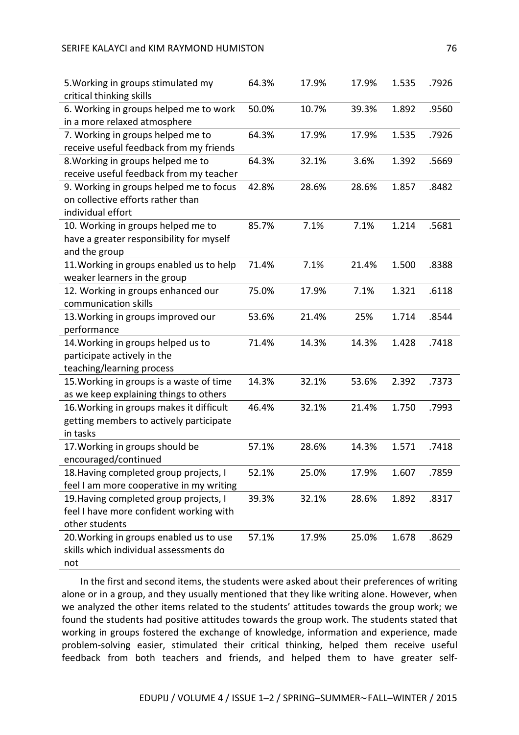| | | | | | |
|---|---|---|---|---|---|
| 5.Working in groups stimulated my critical thinking skills | 64.3% | 17.9% | 17.9% | 1.535 | .7926 |
| 6. Working in groups helped me to work in a more relaxed atmosphere | 50.0% | 10.7% | 39.3% | 1.892 | .9560 |
| 7. Working in groups helped me to receive useful feedback from my friends | 64.3% | 17.9% | 17.9% | 1.535 | .7926 |
| 8.Working in groups helped me to receive useful feedback from my teacher | 64.3% | 32.1% | 3.6% | 1.392 | .5669 |
| 9. Working in groups helped me to focus on collective efforts rather than individual effort | 42.8% | 28.6% | 28.6% | 1.857 | .8482 |
| 10. Working in groups helped me to have a greater responsibility for myself and the group | 85.7% | 7.1% | 7.1% | 1.214 | .5681 |
| 11.Working in groups enabled us to help weaker learners in the group | 71.4% | 7.1% | 21.4% | 1.500 | .8388 |
| 12. Working in groups enhanced our communication skills | 75.0% | 17.9% | 7.1% | 1.321 | .6118 |
| 13.Working in groups improved our performance | 53.6% | 21.4% | 25% | 1.714 | .8544 |
| 14.Working in groups helped us to participate actively in the teaching/learning process | 71.4% | 14.3% | 14.3% | 1.428 | .7418 |
| 15.Working in groups is a waste of time as we keep explaining things to others | 14.3% | 32.1% | 53.6% | 2.392 | .7373 |
| 16.Working in groups makes it difficult getting members to actively participate in tasks | 46.4% | 32.1% | 21.4% | 1.750 | .7993 |
| 17.Working in groups should be encouraged/continued | 57.1% | 28.6% | 14.3% | 1.571 | .7418 |
| 18.Having completed group projects, I feel I am more cooperative in my writing | 52.1% | 25.0% | 17.9% | 1.607 | .7859 |
| 19.Having completed group projects, I feel I have more confident working with other students | 39.3% | 32.1% | 28.6% | 1.892 | .8317 |
| 20.Working in groups enabled us to use skills which individual assessments do not | 57.1% | 17.9% | 25.0% | 1.678 | .8629 |

In the first and second items, the students were asked about their preferences of writing alone or in a group, and they usually mentioned that they like writing alone. However, when we analyzed the other items related to the students' attitudes towards the group work; we found the students had positive attitudes towards the group work. The students stated that working in groups fostered the exchange of knowledge, information and experience, made problem-solving easier, stimulated their critical thinking, helped them receive useful feedback from both teachers and friends, and helped them to have greater self-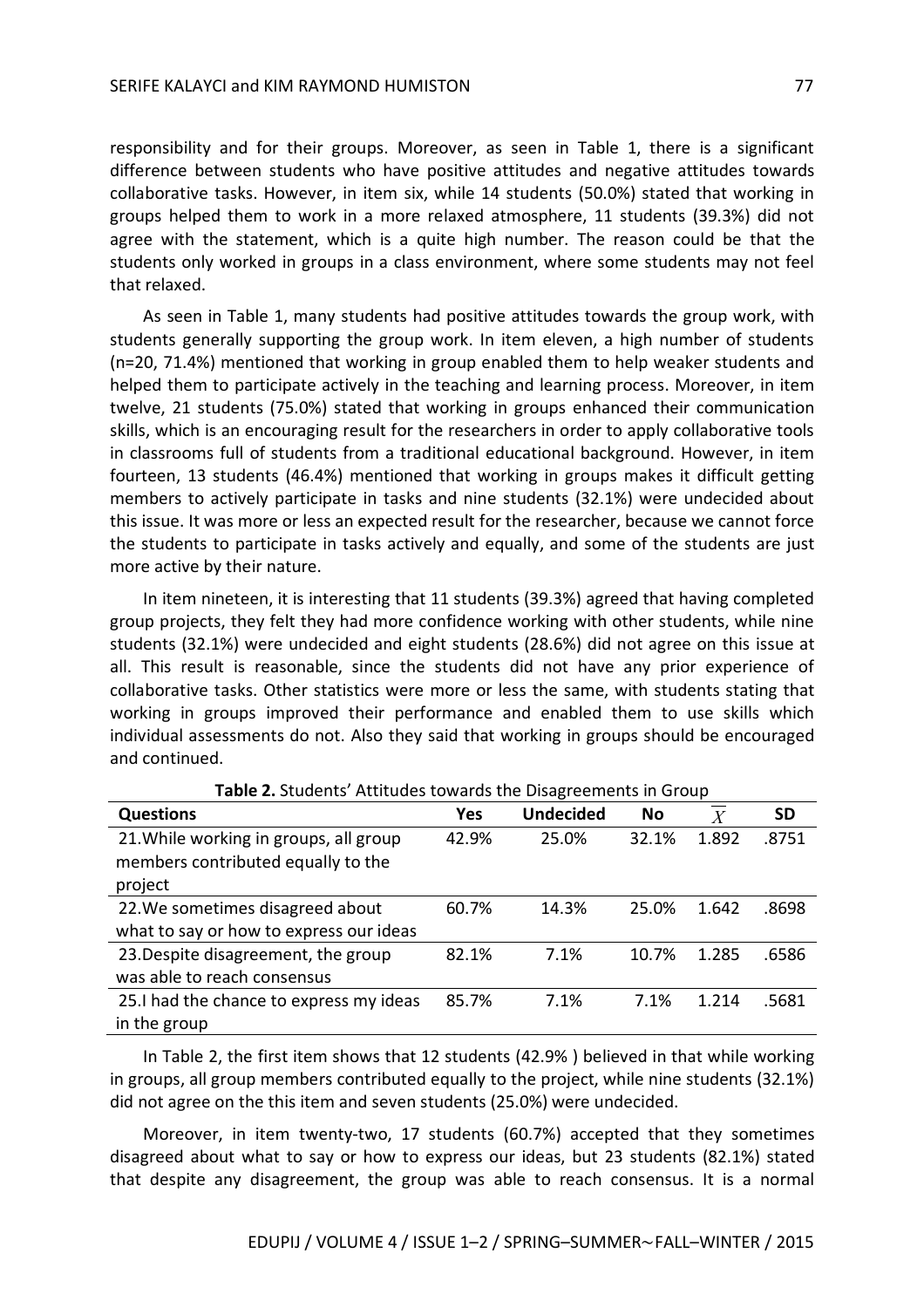responsibility and for their groups. Moreover, as seen in Table 1, there is a significant difference between students who have positive attitudes and negative attitudes towards collaborative tasks. However, in item six, while 14 students (50.0%) stated that working in groups helped them to work in a more relaxed atmosphere, 11 students (39.3%) did not agree with the statement, which is a quite high number. The reason could be that the students only worked in groups in a class environment, where some students may not feel that relaxed.

As seen in Table 1, many students had positive attitudes towards the group work, with students generally supporting the group work. In item eleven, a high number of students (n=20, 71.4%) mentioned that working in group enabled them to help weaker students and helped them to participate actively in the teaching and learning process. Moreover, in item twelve, 21 students (75.0%) stated that working in groups enhanced their communication skills, which is an encouraging result for the researchers in order to apply collaborative tools in classrooms full of students from a traditional educational background. However, in item fourteen, 13 students (46.4%) mentioned that working in groups makes it difficult getting members to actively participate in tasks and nine students (32.1%) were undecided about this issue. It was more or less an expected result for the researcher, because we cannot force the students to participate in tasks actively and equally, and some of the students are just more active by their nature.

In item nineteen, it is interesting that 11 students (39.3%) agreed that having completed group projects, they felt they had more confidence working with other students, while nine students (32.1%) were undecided and eight students (28.6%) did not agree on this issue at all. This result is reasonable, since the students did not have any prior experience of collaborative tasks. Other statistics were more or less the same, with students stating that working in groups improved their performance and enabled them to use skills which individual assessments do not. Also they said that working in groups should be encouraged and continued.

**Table 2.** Students' Attitudes towards the Disagreements in Group

| Questions | Yes | Undecided | No | $\overline{X}$ | SD |
|---|---|---|---|---|---|
| 21.While working in groups, all group members contributed equally to the project | 42.9% | 25.0% | 32.1% | 1.892 | .8751 |
| 22.We sometimes disagreed about what to say or how to express our ideas | 60.7% | 14.3% | 25.0% | 1.642 | .8698 |
| 23.Despite disagreement, the group was able to reach consensus | 82.1% | 7.1% | 10.7% | 1.285 | .6586 |
| 25.I had the chance to express my ideas in the group | 85.7% | 7.1% | 7.1% | 1.214 | .5681 |

In Table 2, the first item shows that 12 students (42.9% ) believed in that while working in groups, all group members contributed equally to the project, while nine students (32.1%) did not agree on the this item and seven students (25.0%) were undecided.

Moreover, in item twenty-two, 17 students (60.7%) accepted that they sometimes disagreed about what to say or how to express our ideas, but 23 students (82.1%) stated that despite any disagreement, the group was able to reach consensus. It is a normal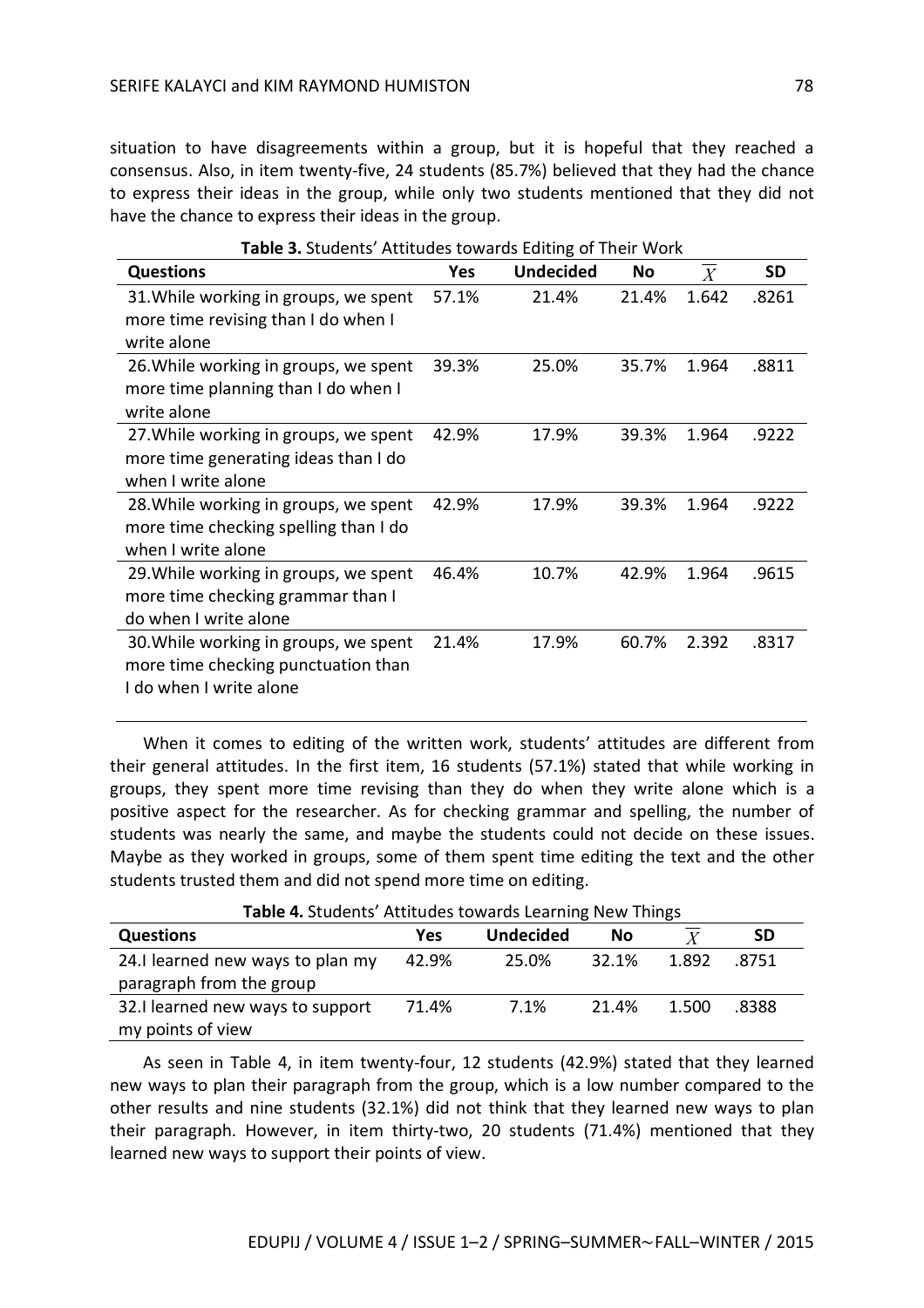situation to have disagreements within a group, but it is hopeful that they reached a consensus. Also, in item twenty-five, 24 students (85.7%) believed that they had the chance to express their ideas in the group, while only two students mentioned that they did not have the chance to express their ideas in the group.

**Table 3.** Students' Attitudes towards Editing of Their Work

| Questions | Yes | Undecided | No | $\overline{X}$ | SD |
|---|---|---|---|---|---|
| 31.While working in groups, we spent more time revising than I do when I write alone | 57.1% | 21.4% | 21.4% | 1.642 | .8261 |
| 26.While working in groups, we spent more time planning than I do when I write alone | 39.3% | 25.0% | 35.7% | 1.964 | .8811 |
| 27.While working in groups, we spent more time generating ideas than I do when I write alone | 42.9% | 17.9% | 39.3% | 1.964 | .9222 |
| 28.While working in groups, we spent more time checking spelling than I do when I write alone | 42.9% | 17.9% | 39.3% | 1.964 | .9222 |
| 29.While working in groups, we spent more time checking grammar than I do when I write alone | 46.4% | 10.7% | 42.9% | 1.964 | .9615 |
| 30.While working in groups, we spent more time checking punctuation than I do when I write alone | 21.4% | 17.9% | 60.7% | 2.392 | .8317 |

When it comes to editing of the written work, students' attitudes are different from their general attitudes. In the first item, 16 students (57.1%) stated that while working in groups, they spent more time revising than they do when they write alone which is a positive aspect for the researcher. As for checking grammar and spelling, the number of students was nearly the same, and maybe the students could not decide on these issues. Maybe as they worked in groups, some of them spent time editing the text and the other students trusted them and did not spend more time on editing.

**Table 4.** Students' Attitudes towards Learning New Things

| Questions | Yes | Undecided | No | $\overline{X}$ | SD |
|---|---|---|---|---|---|
| 24.I learned new ways to plan my paragraph from the group | 42.9% | 25.0% | 32.1% | 1.892 | .8751 |
| 32.I learned new ways to support my points of view | 71.4% | 7.1% | 21.4% | 1.500 | .8388 |

As seen in Table 4, in item twenty-four, 12 students (42.9%) stated that they learned new ways to plan their paragraph from the group, which is a low number compared to the other results and nine students (32.1%) did not think that they learned new ways to plan their paragraph. However, in item thirty-two, 20 students (71.4%) mentioned that they learned new ways to support their points of view.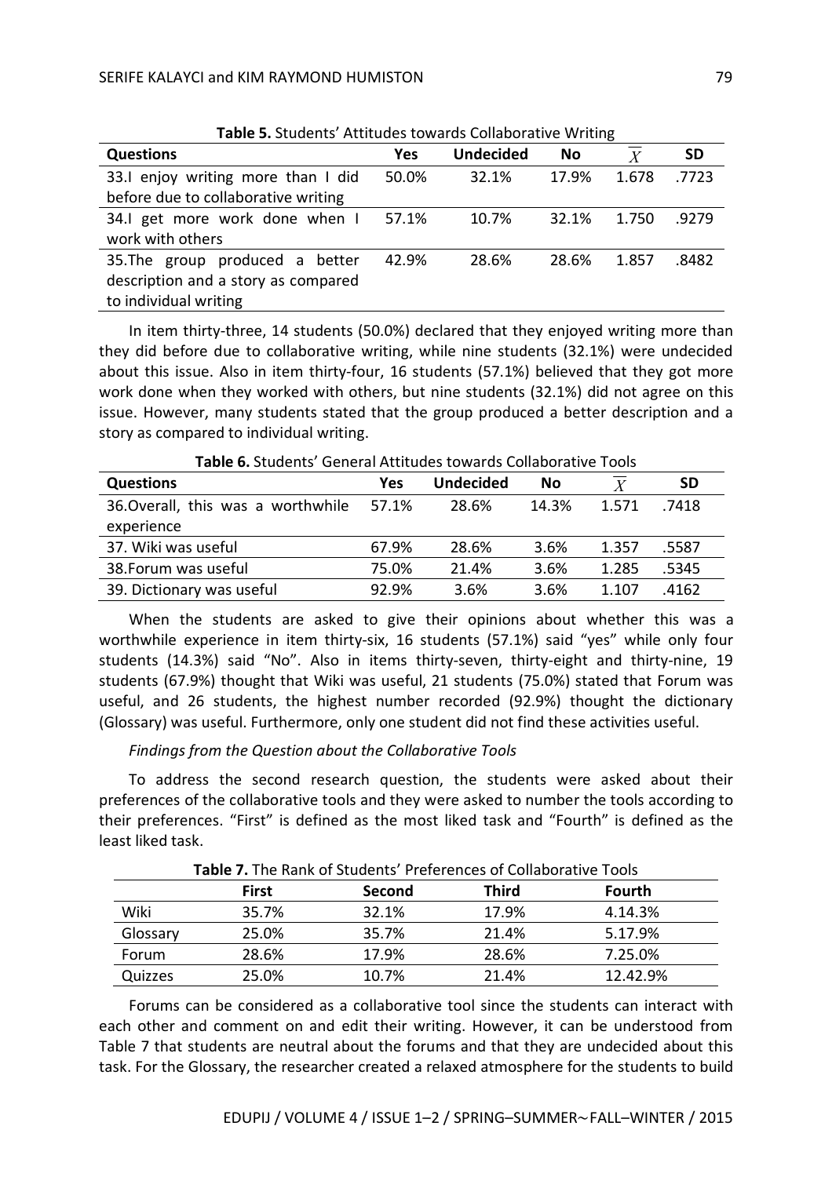**Table 5.** Students' Attitudes towards Collaborative Writing

| Questions | Yes | Undecided | No | $\overline{X}$ | SD |
|---|---|---|---|---|---|
| 33.I enjoy writing more than I did before due to collaborative writing | 50.0% | 32.1% | 17.9% | 1.678 | .7723 |
| 34.I get more work done when I work with others | 57.1% | 10.7% | 32.1% | 1.750 | .9279 |
| 35.The group produced a better description and a story as compared to individual writing | 42.9% | 28.6% | 28.6% | 1.857 | .8482 |

In item thirty-three, 14 students (50.0%) declared that they enjoyed writing more than they did before due to collaborative writing, while nine students (32.1%) were undecided about this issue. Also in item thirty-four, 16 students (57.1%) believed that they got more work done when they worked with others, but nine students (32.1%) did not agree on this issue. However, many students stated that the group produced a better description and a story as compared to individual writing.

**Table 6.** Students' General Attitudes towards Collaborative Tools

| Questions | Yes | Undecided | No | $\overline{X}$ | SD |
|---|---|---|---|---|---|
| 36.Overall, this was a worthwhile experience | 57.1% | 28.6% | 14.3% | 1.571 | .7418 |
| 37. Wiki was useful | 67.9% | 28.6% | 3.6% | 1.357 | .5587 |
| 38.Forum was useful | 75.0% | 21.4% | 3.6% | 1.285 | .5345 |
| 39. Dictionary was useful | 92.9% | 3.6% | 3.6% | 1.107 | .4162 |

When the students are asked to give their opinions about whether this was a worthwhile experience in item thirty-six, 16 students (57.1%) said "yes" while only four students (14.3%) said "No". Also in items thirty-seven, thirty-eight and thirty-nine, 19 students (67.9%) thought that Wiki was useful, 21 students (75.0%) stated that Forum was useful, and 26 students, the highest number recorded (92.9%) thought the dictionary (Glossary) was useful. Furthermore, only one student did not find these activities useful.

*Findings from the Question about the Collaborative Tools*

To address the second research question, the students were asked about their preferences of the collaborative tools and they were asked to number the tools according to their preferences. "First" is defined as the most liked task and "Fourth" is defined as the least liked task.

**Table 7.** The Rank of Students' Preferences of Collaborative Tools

| | First | Second | Third | Fourth |
|---|---|---|---|---|
| Wiki | 35.7% | 32.1% | 17.9% | 4.14.3% |
| Glossary | 25.0% | 35.7% | 21.4% | 5.17.9% |
| Forum | 28.6% | 17.9% | 28.6% | 7.25.0% |
| Quizzes | 25.0% | 10.7% | 21.4% | 12.42.9% |

Forums can be considered as a collaborative tool since the students can interact with each other and comment on and edit their writing. However, it can be understood from Table 7 that students are neutral about the forums and that they are undecided about this task. For the Glossary, the researcher created a relaxed atmosphere for the students to build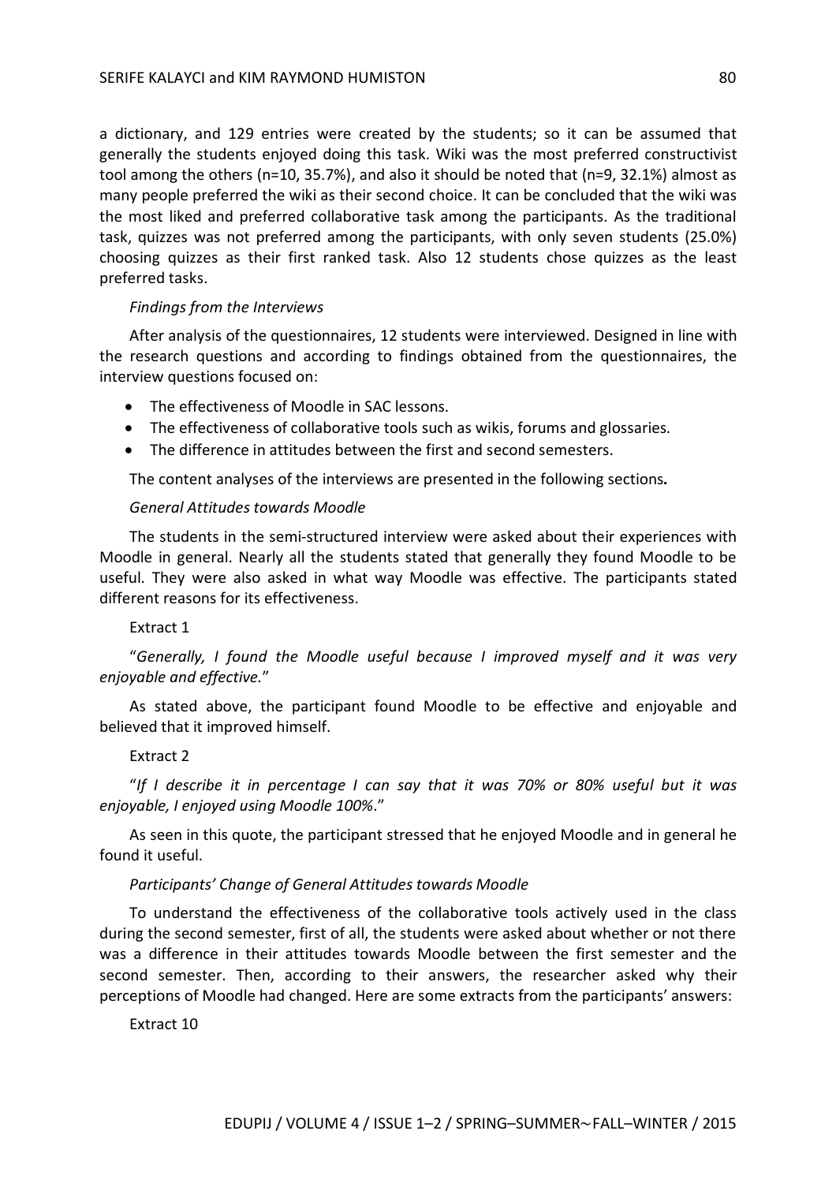a dictionary, and 129 entries were created by the students; so it can be assumed that generally the students enjoyed doing this task. Wiki was the most preferred constructivist tool among the others (n=10, 35.7%), and also it should be noted that (n=9, 32.1%) almost as many people preferred the wiki as their second choice. It can be concluded that the wiki was the most liked and preferred collaborative task among the participants. As the traditional task, quizzes was not preferred among the participants, with only seven students (25.0%) choosing quizzes as their first ranked task. Also 12 students chose quizzes as the least preferred tasks.

*Findings from the Interviews*

After analysis of the questionnaires, 12 students were interviewed. Designed in line with the research questions and according to findings obtained from the questionnaires, the interview questions focused on:

- The effectiveness of Moodle in SAC lessons.
- The effectiveness of collaborative tools such as wikis, forums and glossaries.
- The difference in attitudes between the first and second semesters.

The content analyses of the interviews are presented in the following sections**.**

*General Attitudes towards Moodle*

The students in the semi-structured interview were asked about their experiences with Moodle in general. Nearly all the students stated that generally they found Moodle to be useful. They were also asked in what way Moodle was effective. The participants stated different reasons for its effectiveness.

Extract 1

"*Generally, I found the Moodle useful because I improved myself and it was very enjoyable and effective.*"

As stated above, the participant found Moodle to be effective and enjoyable and believed that it improved himself.

Extract 2

"*If I describe it in percentage I can say that it was 70% or 80% useful but it was enjoyable, I enjoyed using Moodle 100%*."

As seen in this quote, the participant stressed that he enjoyed Moodle and in general he found it useful.

*Participants' Change of General Attitudes towards Moodle*

To understand the effectiveness of the collaborative tools actively used in the class during the second semester, first of all, the students were asked about whether or not there was a difference in their attitudes towards Moodle between the first semester and the second semester. Then, according to their answers, the researcher asked why their perceptions of Moodle had changed. Here are some extracts from the participants' answers:

Extract 10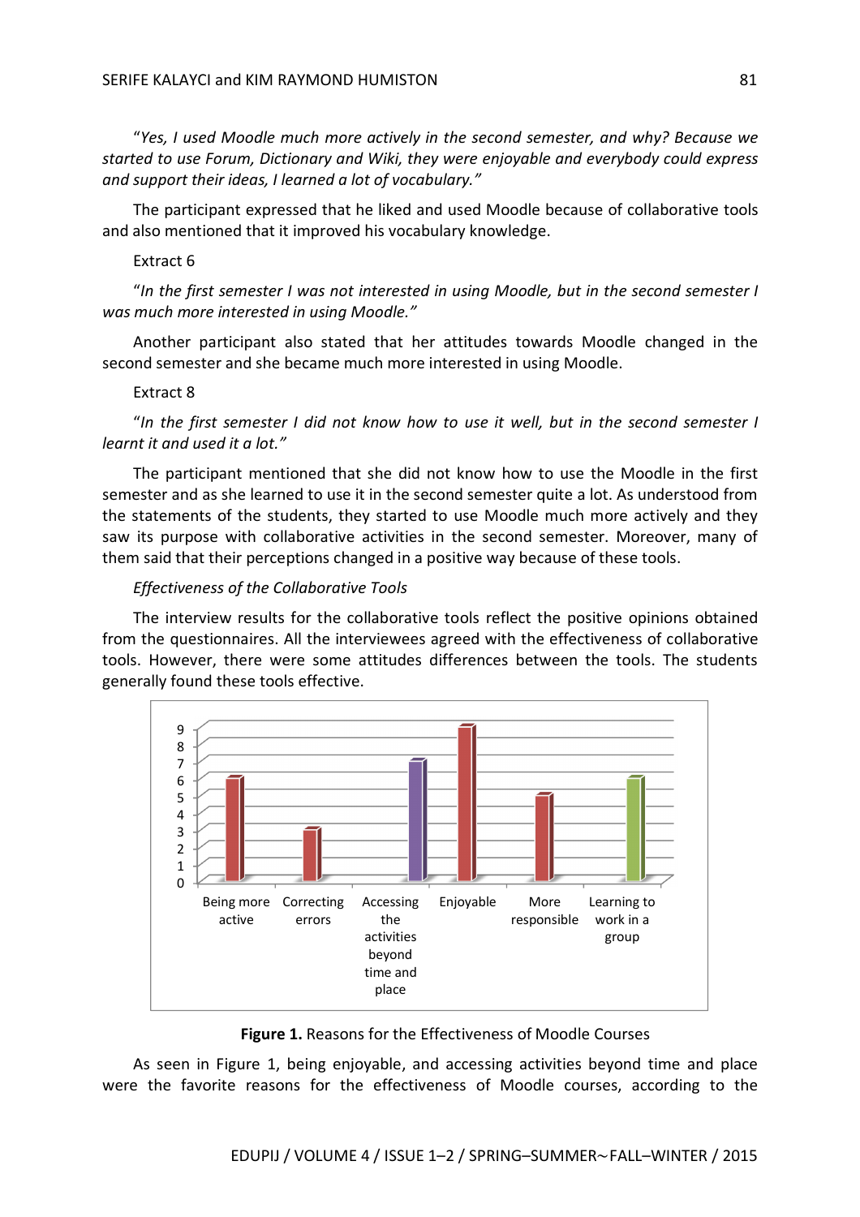"*Yes, I used Moodle much more actively in the second semester, and why? Because we started to use Forum, Dictionary and Wiki, they were enjoyable and everybody could express and support their ideas, I learned a lot of vocabulary.*"

The participant expressed that he liked and used Moodle because of collaborative tools and also mentioned that it improved his vocabulary knowledge.

Extract 6

"*In the first semester I was not interested in using Moodle, but in the second semester I was much more interested in using Moodle.*"

Another participant also stated that her attitudes towards Moodle changed in the second semester and she became much more interested in using Moodle.

Extract 8

"*In the first semester I did not know how to use it well, but in the second semester I learnt it and used it a lot.*"

The participant mentioned that she did not know how to use the Moodle in the first semester and as she learned to use it in the second semester quite a lot. As understood from the statements of the students, they started to use Moodle much more actively and they saw its purpose with collaborative activities in the second semester. Moreover, many of them said that their perceptions changed in a positive way because of these tools.

*Effectiveness of the Collaborative Tools*

The interview results for the collaborative tools reflect the positive opinions obtained from the questionnaires. All the interviewees agreed with the effectiveness of collaborative tools. However, there were some attitudes differences between the tools. The students generally found these tools effective.

| Reason | Value |
|---|---|
| Being more active | 6 |
| Correcting errors | 3 |
| Accessing the activities beyond time and place | 7 |
| Enjoyable | 9 |
| More responsible | 5 |
| Learning to work in a group | 6 |

**Figure 1.** Reasons for the Effectiveness of Moodle Courses

As seen in Figure 1, being enjoyable, and accessing activities beyond time and place were the favorite reasons for the effectiveness of Moodle courses, according to the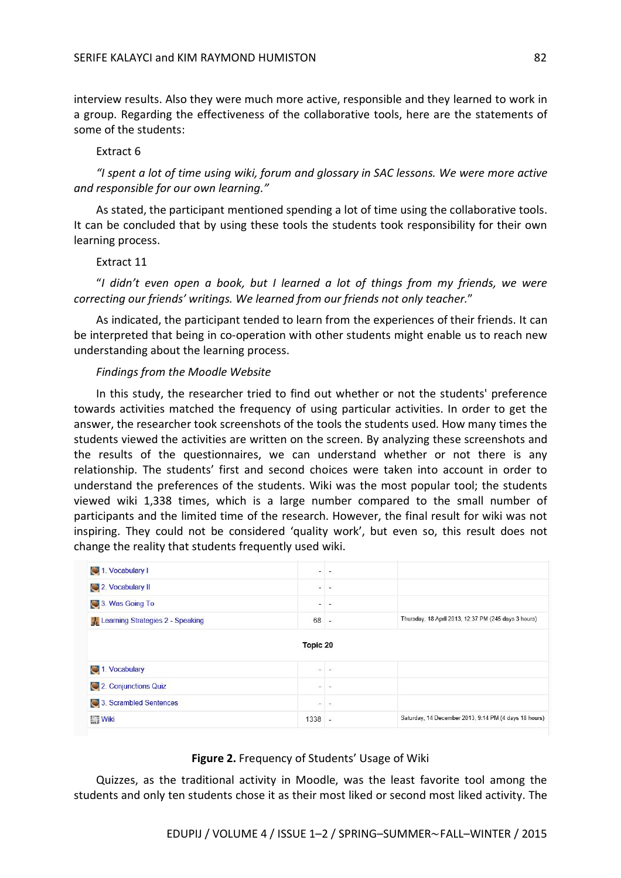interview results. Also they were much more active, responsible and they learned to work in a group. Regarding the effectiveness of the collaborative tools, here are the statements of some of the students:

Extract 6

*"I spent a lot of time using wiki, forum and glossary in SAC lessons. We were more active and responsible for our own learning."*

As stated, the participant mentioned spending a lot of time using the collaborative tools. It can be concluded that by using these tools the students took responsibility for their own learning process.

Extract 11

"*I didn't even open a book, but I learned a lot of things from my friends, we were correcting our friends' writings. We learned from our friends not only teacher.*"

As indicated, the participant tended to learn from the experiences of their friends. It can be interpreted that being in co-operation with other students might enable us to reach new understanding about the learning process.

*Findings from the Moodle Website*

In this study, the researcher tried to find out whether or not the students' preference towards activities matched the frequency of using particular activities. In order to get the answer, the researcher took screenshots of the tools the students used. How many times the students viewed the activities are written on the screen. By analyzing these screenshots and the results of the questionnaires, we can understand whether or not there is any relationship. The students' first and second choices were taken into account in order to understand the preferences of the students. Wiki was the most popular tool; the students viewed wiki 1,338 times, which is a large number compared to the small number of participants and the limited time of the research. However, the final result for wiki was not inspiring. They could not be considered 'quality work', but even so, this result does not change the reality that students frequently used wiki.

| | | | |
|---|---|---|---|
| 1. Vocabulary I | - | - | |
| 2. Vocabulary II | - | - | |
| 3. Was Going To | - | - | |
| Learning Strategies 2 - Speaking | 68 | - | Thursday, 18 April 2013, 12:37 PM (245 days 3 hours) |
| **Topic 20** | | | |
| 1. Vocabulary | - | - | |
| 2. Conjunctions Quiz | - | - | |
| 3. Scrambled Sentences | - | - | |
| Wiki | 1338 | - | Saturday, 14 December 2013, 9:14 PM (4 days 18 hours) |

**Figure 2.** Frequency of Students' Usage of Wiki

Quizzes, as the traditional activity in Moodle, was the least favorite tool among the students and only ten students chose it as their most liked or second most liked activity. The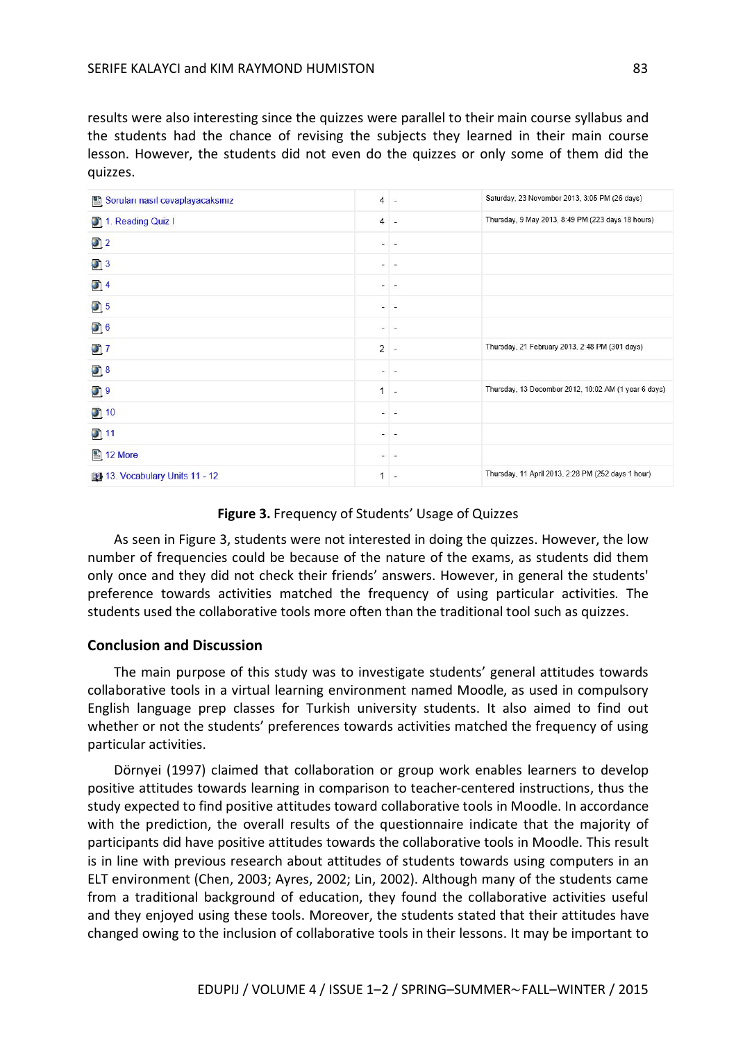results were also interesting since the quizzes were parallel to their main course syllabus and the students had the chance of revising the subjects they learned in their main course lesson. However, the students did not even do the quizzes or only some of them did the quizzes.

| | | | |
|---|---|---|---|
| Soruları nasıl cevaplayacaksınız | 4 | - | Saturday, 23 November 2013, 3:05 PM (26 days) |
| 1. Reading Quiz I | 4 | - | Thursday, 9 May 2013, 8:49 PM (223 days 18 hours) |
| 2 | - | - | |
| 3 | - | - | |
| 4 | - | - | |
| 5 | - | - | |
| 6 | - | - | |
| 7 | 2 | - | Thursday, 21 February 2013, 2:48 PM (301 days) |
| 8 | - | - | |
| 9 | 1 | - | Thursday, 13 December 2012, 10:02 AM (1 year 6 days) |
| 10 | - | - | |
| 11 | - | - | |
| 12 More | - | - | |
| 13. Vocabulary Units 11 - 12 | 1 | - | Thursday, 11 April 2013, 2:28 PM (252 days 1 hour) |

**Figure 3.** Frequency of Students' Usage of Quizzes

As seen in Figure 3, students were not interested in doing the quizzes. However, the low number of frequencies could be because of the nature of the exams, as students did them only once and they did not check their friends' answers. However, in general the students' preference towards activities matched the frequency of using particular activities. The students used the collaborative tools more often than the traditional tool such as quizzes.

## Conclusion and Discussion

The main purpose of this study was to investigate students' general attitudes towards collaborative tools in a virtual learning environment named Moodle, as used in compulsory English language prep classes for Turkish university students. It also aimed to find out whether or not the students' preferences towards activities matched the frequency of using particular activities.

Dörnyei (1997) claimed that collaboration or group work enables learners to develop positive attitudes towards learning in comparison to teacher-centered instructions, thus the study expected to find positive attitudes toward collaborative tools in Moodle. In accordance with the prediction, the overall results of the questionnaire indicate that the majority of participants did have positive attitudes towards the collaborative tools in Moodle. This result is in line with previous research about attitudes of students towards using computers in an ELT environment (Chen, 2003; Ayres, 2002; Lin, 2002). Although many of the students came from a traditional background of education, they found the collaborative activities useful and they enjoyed using these tools. Moreover, the students stated that their attitudes have changed owing to the inclusion of collaborative tools in their lessons. It may be important to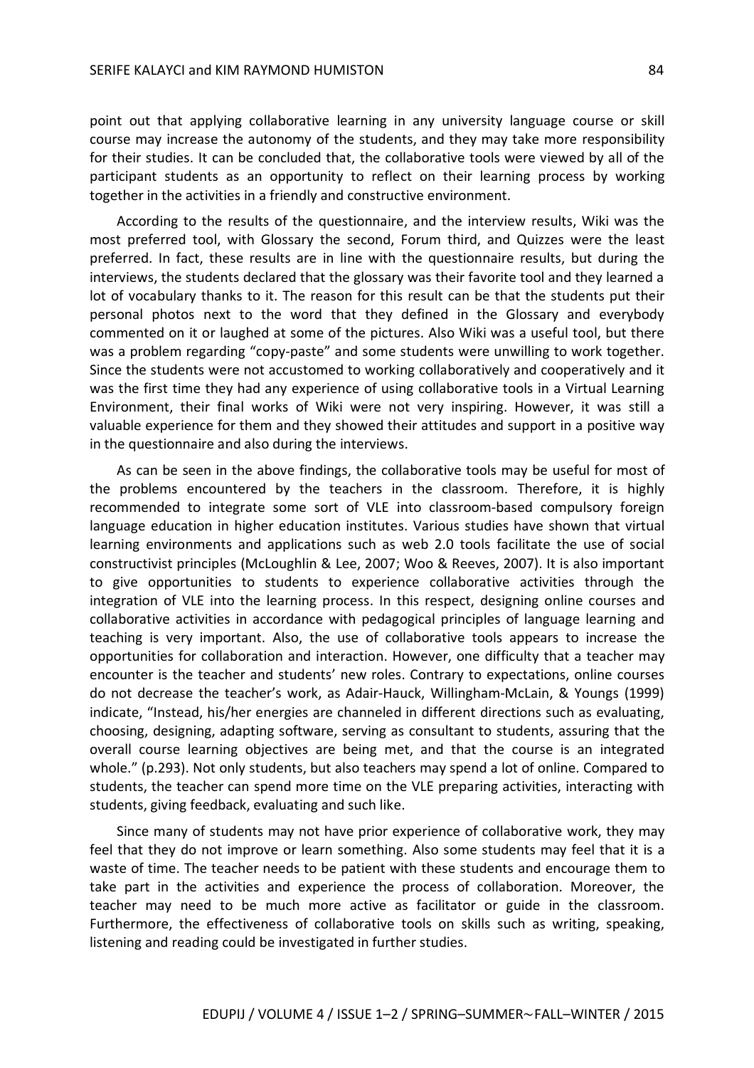point out that applying collaborative learning in any university language course or skill course may increase the autonomy of the students, and they may take more responsibility for their studies. It can be concluded that, the collaborative tools were viewed by all of the participant students as an opportunity to reflect on their learning process by working together in the activities in a friendly and constructive environment.

According to the results of the questionnaire, and the interview results, Wiki was the most preferred tool, with Glossary the second, Forum third, and Quizzes were the least preferred. In fact, these results are in line with the questionnaire results, but during the interviews, the students declared that the glossary was their favorite tool and they learned a lot of vocabulary thanks to it. The reason for this result can be that the students put their personal photos next to the word that they defined in the Glossary and everybody commented on it or laughed at some of the pictures. Also Wiki was a useful tool, but there was a problem regarding "copy-paste" and some students were unwilling to work together. Since the students were not accustomed to working collaboratively and cooperatively and it was the first time they had any experience of using collaborative tools in a Virtual Learning Environment, their final works of Wiki were not very inspiring. However, it was still a valuable experience for them and they showed their attitudes and support in a positive way in the questionnaire and also during the interviews.

As can be seen in the above findings, the collaborative tools may be useful for most of the problems encountered by the teachers in the classroom. Therefore, it is highly recommended to integrate some sort of VLE into classroom-based compulsory foreign language education in higher education institutes. Various studies have shown that virtual learning environments and applications such as web 2.0 tools facilitate the use of social constructivist principles (McLoughlin & Lee, 2007; Woo & Reeves, 2007). It is also important to give opportunities to students to experience collaborative activities through the integration of VLE into the learning process. In this respect, designing online courses and collaborative activities in accordance with pedagogical principles of language learning and teaching is very important. Also, the use of collaborative tools appears to increase the opportunities for collaboration and interaction. However, one difficulty that a teacher may encounter is the teacher and students' new roles. Contrary to expectations, online courses do not decrease the teacher's work, as Adair-Hauck, Willingham-McLain, & Youngs (1999) indicate, "Instead, his/her energies are channeled in different directions such as evaluating, choosing, designing, adapting software, serving as consultant to students, assuring that the overall course learning objectives are being met, and that the course is an integrated whole." (p.293). Not only students, but also teachers may spend a lot of online. Compared to students, the teacher can spend more time on the VLE preparing activities, interacting with students, giving feedback, evaluating and such like.

Since many of students may not have prior experience of collaborative work, they may feel that they do not improve or learn something. Also some students may feel that it is a waste of time. The teacher needs to be patient with these students and encourage them to take part in the activities and experience the process of collaboration. Moreover, the teacher may need to be much more active as facilitator or guide in the classroom. Furthermore, the effectiveness of collaborative tools on skills such as writing, speaking, listening and reading could be investigated in further studies.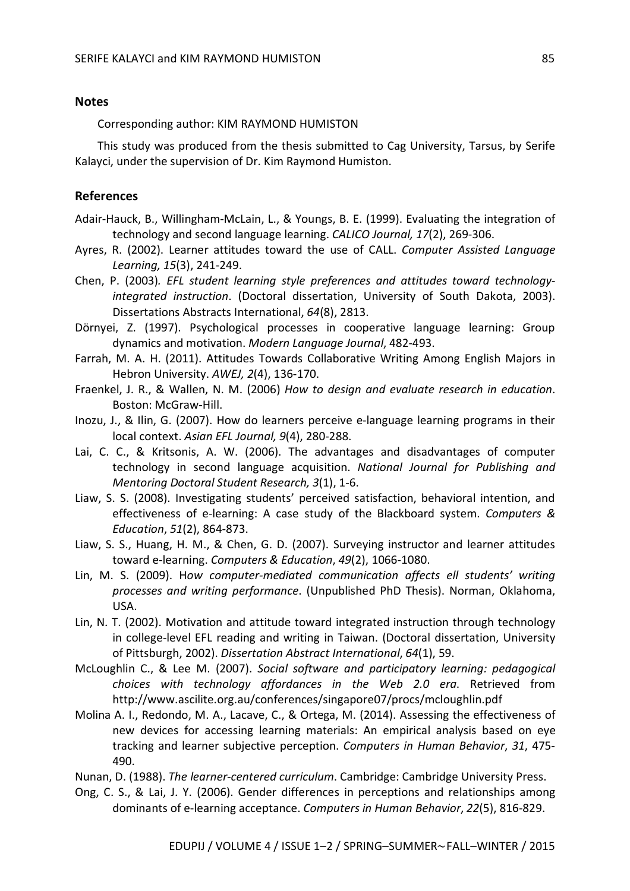## Notes

Corresponding author: KIM RAYMOND HUMISTON

This study was produced from the thesis submitted to Cag University, Tarsus, by Serife Kalayci, under the supervision of Dr. Kim Raymond Humiston.

## References

Adair-Hauck, B., Willingham-McLain, L., & Youngs, B. E. (1999). Evaluating the integration of technology and second language learning. *CALICO Journal, 17*(2), 269-306.

Ayres, R. (2002). Learner attitudes toward the use of CALL. *Computer Assisted Language Learning, 15*(3), 241-249.

Chen, P. (2003)*. EFL student learning style preferences and attitudes toward technology-integrated instruction*. (Doctoral dissertation, University of South Dakota, 2003). Dissertations Abstracts International, *64*(8), 2813.

Dörnyei, Z. (1997). Psychological processes in cooperative language learning: Group dynamics and motivation. *Modern Language Journal*, 482-493.

Farrah, M. A. H. (2011). Attitudes Towards Collaborative Writing Among English Majors in Hebron University. *AWEJ, 2*(4), 136-170.

Fraenkel, J. R., & Wallen, N. M. (2006) *How to design and evaluate research in education*. Boston: McGraw-Hill.

Inozu, J., & Ilin, G. (2007). How do learners perceive e-language learning programs in their local context. *Asian EFL Journal, 9*(4), 280-288.

Lai, C. C., & Kritsonis, A. W. (2006). The advantages and disadvantages of computer technology in second language acquisition. *National Journal for Publishing and Mentoring Doctoral Student Research, 3*(1), 1-6.

Liaw, S. S. (2008). Investigating students' perceived satisfaction, behavioral intention, and effectiveness of e-learning: A case study of the Blackboard system. *Computers & Education*, *51*(2), 864-873.

Liaw, S. S., Huang, H. M., & Chen, G. D. (2007). Surveying instructor and learner attitudes toward e-learning. *Computers & Education*, *49*(2), 1066-1080.

Lin, M. S. (2009). H*ow computer-mediated communication affects ell students' writing processes and writing performance*. (Unpublished PhD Thesis). Norman, Oklahoma, USA.

Lin, N. T. (2002). Motivation and attitude toward integrated instruction through technology in college-level EFL reading and writing in Taiwan. (Doctoral dissertation, University of Pittsburgh, 2002). *Dissertation Abstract International*, *64*(1), 59.

McLoughlin C., & Lee M. (2007). *Social software and participatory learning: pedagogical choices with technology affordances in the Web 2.0 era.* Retrieved from http://www.ascilite.org.au/conferences/singapore07/procs/mcloughlin.pdf

Molina A. I., Redondo, M. A., Lacave, C., & Ortega, M. (2014). Assessing the effectiveness of new devices for accessing learning materials: An empirical analysis based on eye tracking and learner subjective perception. *Computers in Human Behavior*, *31*, 475-490.

Nunan, D. (1988). *The learner-centered curriculum*. Cambridge: Cambridge University Press.

Ong, C. S., & Lai, J. Y. (2006). Gender differences in perceptions and relationships among dominants of e-learning acceptance. *Computers in Human Behavior*, *22*(5), 816-829.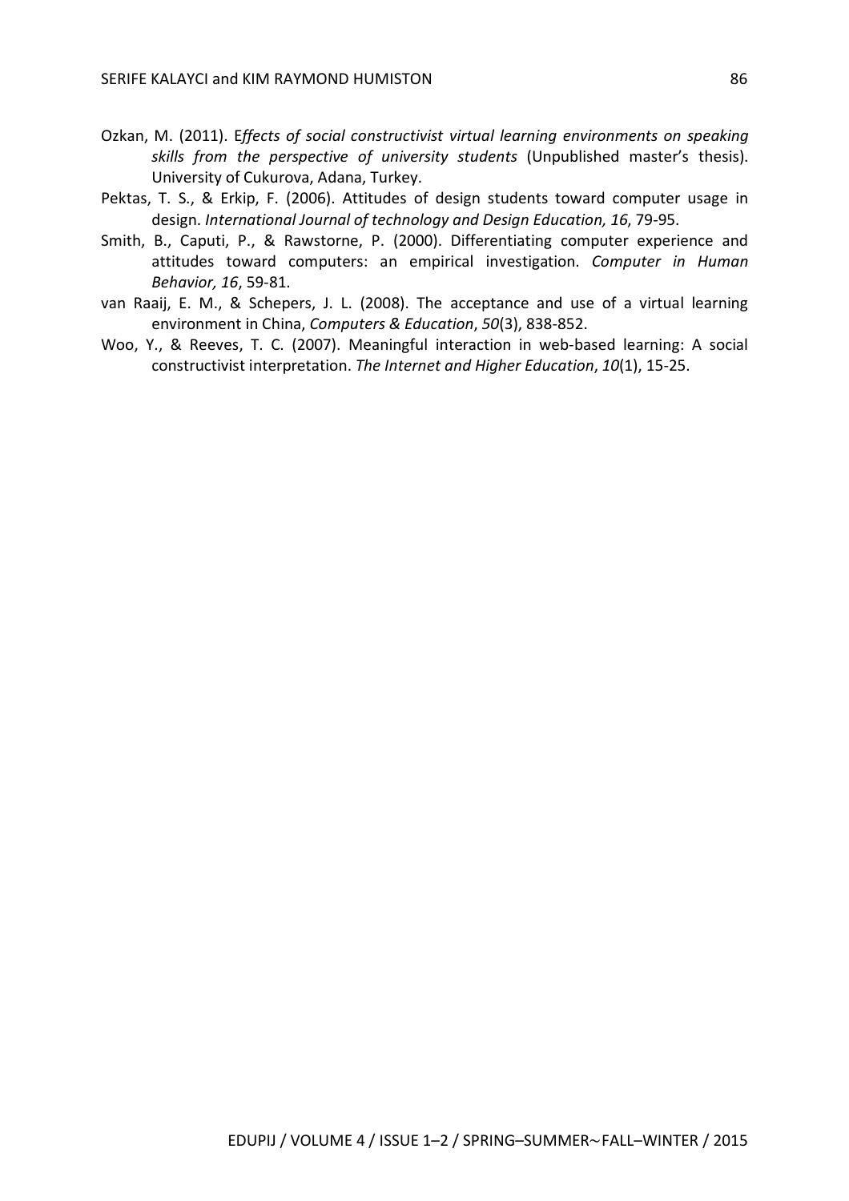Ozkan, M. (2011). E*ffects of social constructivist virtual learning environments on speaking skills from the perspective of university students* (Unpublished master's thesis). University of Cukurova, Adana, Turkey.

Pektas, T. S., & Erkip, F. (2006). Attitudes of design students toward computer usage in design. *International Journal of technology and Design Education, 16*, 79-95.

Smith, B., Caputi, P., & Rawstorne, P. (2000). Differentiating computer experience and attitudes toward computers: an empirical investigation. *Computer in Human Behavior, 16*, 59-81.

van Raaij, E. M., & Schepers, J. L. (2008). The acceptance and use of a virtual learning environment in China, *Computers & Education*, *50*(3), 838-852.

Woo, Y., & Reeves, T. C. (2007). Meaningful interaction in web-based learning: A social constructivist interpretation. *The Internet and Higher Education*, *10*(1), 15-25.